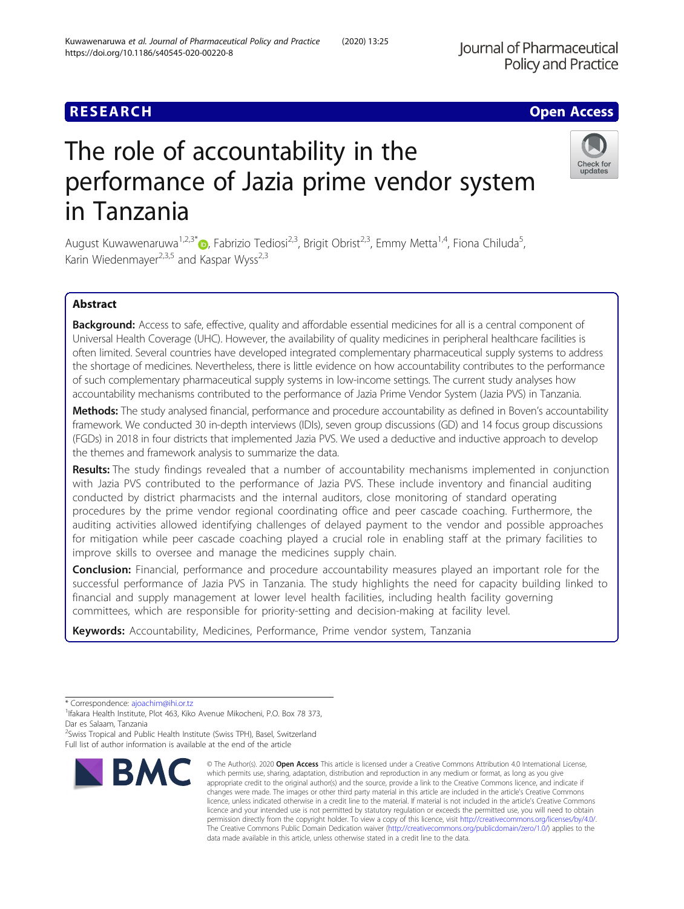RESEARCH

Open Access

# The role of accountability in the performance of Jazia prime vendor system in Tanzania

August Kuwawenaruwa[1,2,3*], Fabrizio Tediosi[2,3], Brigit Obrist[2,3], Emmy Metta[1,4], Fiona Chiluda[5], Karin Wiedenmayer[2,3,5] and Kaspar Wyss[2,3]

## Abstract

**Background:** Access to safe, effective, quality and affordable essential medicines for all is a central component of Universal Health Coverage (UHC). However, the availability of quality medicines in peripheral healthcare facilities is often limited. Several countries have developed integrated complementary pharmaceutical supply systems to address the shortage of medicines. Nevertheless, there is little evidence on how accountability contributes to the performance of such complementary pharmaceutical supply systems in low-income settings. The current study analyses how accountability mechanisms contributed to the performance of Jazia Prime Vendor System (Jazia PVS) in Tanzania.

**Methods:** The study analysed financial, performance and procedure accountability as defined in Boven's accountability framework. We conducted 30 in-depth interviews (IDIs), seven group discussions (GD) and 14 focus group discussions (FGDs) in 2018 in four districts that implemented Jazia PVS. We used a deductive and inductive approach to develop the themes and framework analysis to summarize the data.

**Results:** The study findings revealed that a number of accountability mechanisms implemented in conjunction with Jazia PVS contributed to the performance of Jazia PVS. These include inventory and financial auditing conducted by district pharmacists and the internal auditors, close monitoring of standard operating procedures by the prime vendor regional coordinating office and peer cascade coaching. Furthermore, the auditing activities allowed identifying challenges of delayed payment to the vendor and possible approaches for mitigation while peer cascade coaching played a crucial role in enabling staff at the primary facilities to improve skills to oversee and manage the medicines supply chain.

**Conclusion:** Financial, performance and procedure accountability measures played an important role for the successful performance of Jazia PVS in Tanzania. The study highlights the need for capacity building linked to financial and supply management at lower level health facilities, including health facility governing committees, which are responsible for priority-setting and decision-making at facility level.

**Keywords:** Accountability, Medicines, Performance, Prime vendor system, Tanzania

---

* Correspondence: ajoachim@ihi.or.tz
[1]Ifakara Health Institute, Plot 463, Kiko Avenue Mikocheni, P.O. Box 78 373, Dar es Salaam, Tanzania
[2]Swiss Tropical and Public Health Institute (Swiss TPH), Basel, Switzerland
Full list of author information is available at the end of the article

© The Author(s). 2020 **Open Access** This article is licensed under a Creative Commons Attribution 4.0 International License, which permits use, sharing, adaptation, distribution and reproduction in any medium or format, as long as you give appropriate credit to the original author(s) and the source, provide a link to the Creative Commons licence, and indicate if changes were made. The images or other third party material in this article are included in the article's Creative Commons licence, unless indicated otherwise in a credit line to the material. If material is not included in the article's Creative Commons licence and your intended use is not permitted by statutory regulation or exceeds the permitted use, you will need to obtain permission directly from the copyright holder. To view a copy of this licence, visit http://creativecommons.org/licenses/by/4.0/. The Creative Commons Public Domain Dedication waiver (http://creativecommons.org/publicdomain/zero/1.0/) applies to the data made available in this article, unless otherwise stated in a credit line to the data.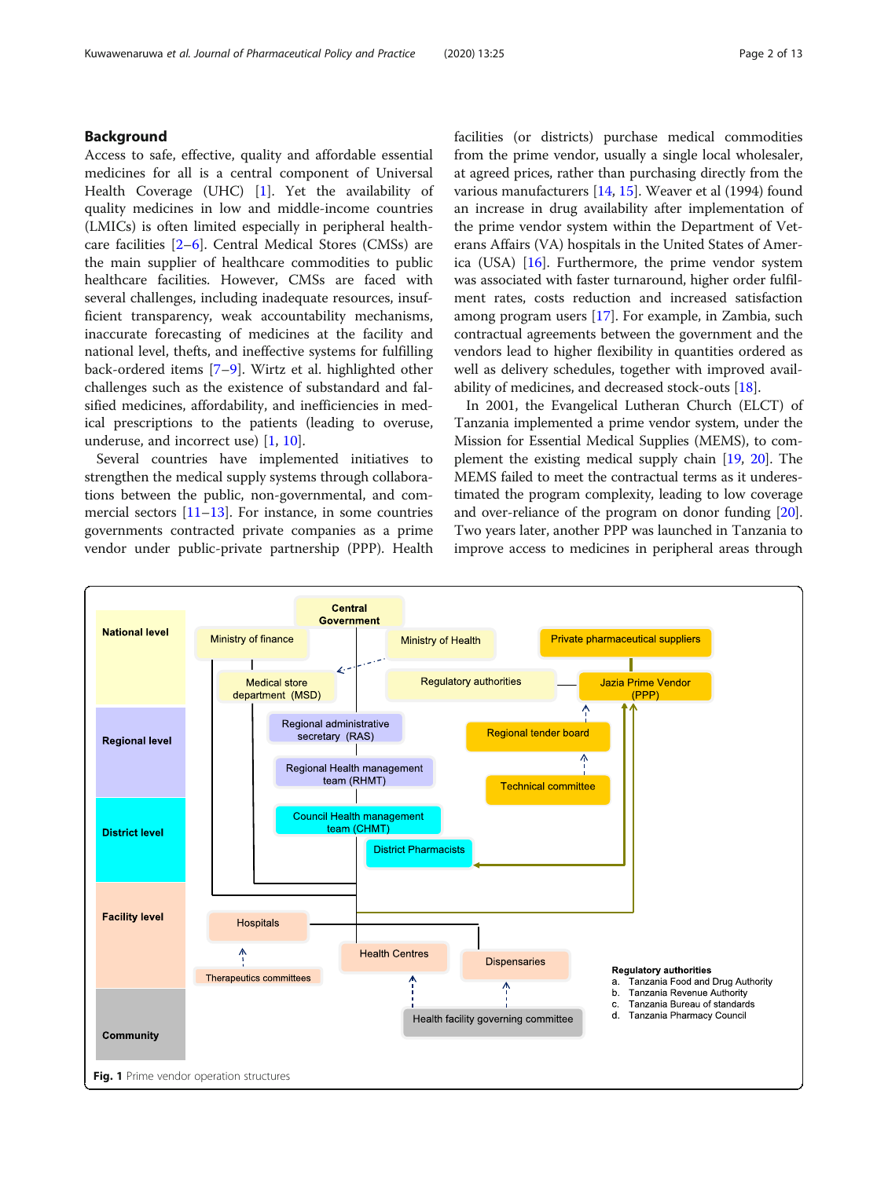## Background

Access to safe, effective, quality and affordable essential medicines for all is a central component of Universal Health Coverage (UHC) [1]. Yet the availability of quality medicines in low and middle-income countries (LMICs) is often limited especially in peripheral healthcare facilities [2–6]. Central Medical Stores (CMSs) are the main supplier of healthcare commodities to public healthcare facilities. However, CMSs are faced with several challenges, including inadequate resources, insufficient transparency, weak accountability mechanisms, inaccurate forecasting of medicines at the facility and national level, thefts, and ineffective systems for fulfilling back-ordered items [7–9]. Wirtz et al. highlighted other challenges such as the existence of substandard and falsified medicines, affordability, and inefficiencies in medical prescriptions to the patients (leading to overuse, underuse, and incorrect use) [1, 10].

Several countries have implemented initiatives to strengthen the medical supply systems through collaborations between the public, non-governmental, and commercial sectors [11–13]. For instance, in some countries governments contracted private companies as a prime vendor under public-private partnership (PPP). Health facilities (or districts) purchase medical commodities from the prime vendor, usually a single local wholesaler, at agreed prices, rather than purchasing directly from the various manufacturers [14, 15]. Weaver et al (1994) found an increase in drug availability after implementation of the prime vendor system within the Department of Veterans Affairs (VA) hospitals in the United States of America (USA) [16]. Furthermore, the prime vendor system was associated with faster turnaround, higher order fulfilment rates, costs reduction and increased satisfaction among program users [17]. For example, in Zambia, such contractual agreements between the government and the vendors lead to higher flexibility in quantities ordered as well as delivery schedules, together with improved availability of medicines, and decreased stock-outs [18].

In 2001, the Evangelical Lutheran Church (ELCT) of Tanzania implemented a prime vendor system, under the Mission for Essential Medical Supplies (MEMS), to complement the existing medical supply chain [19, 20]. The MEMS failed to meet the contractual terms as it underestimated the program complexity, leading to low coverage and over-reliance of the program on donor funding [20]. Two years later, another PPP was launched in Tanzania to improve access to medicines in peripheral areas through

**Fig. 1** Prime vendor operation structures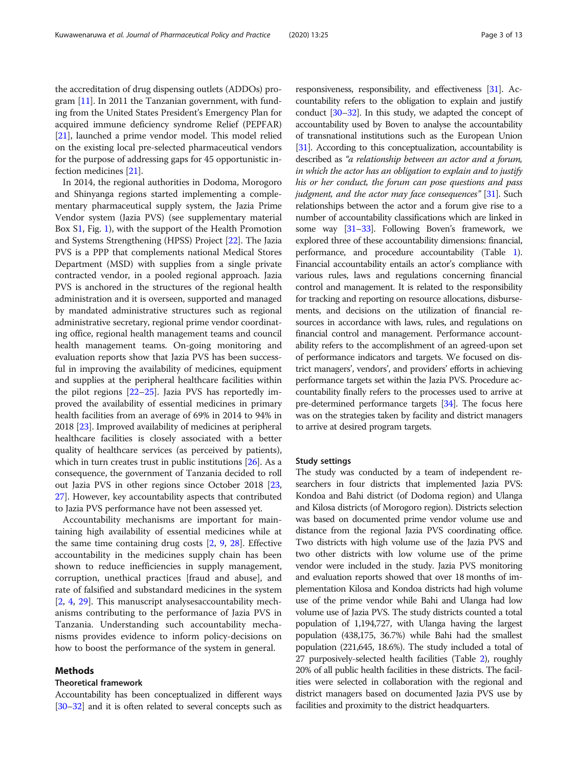the accreditation of drug dispensing outlets (ADDOs) program [11]. In 2011 the Tanzanian government, with funding from the United States President's Emergency Plan for acquired immune deficiency syndrome Relief (PEPFAR) [21], launched a prime vendor model. This model relied on the existing local pre-selected pharmaceutical vendors for the purpose of addressing gaps for 45 opportunistic infection medicines [21].

In 2014, the regional authorities in Dodoma, Morogoro and Shinyanga regions started implementing a complementary pharmaceutical supply system, the Jazia Prime Vendor system (Jazia PVS) (see supplementary material Box S1, Fig. 1), with the support of the Health Promotion and Systems Strengthening (HPSS) Project [22]. The Jazia PVS is a PPP that complements national Medical Stores Department (MSD) with supplies from a single private contracted vendor, in a pooled regional approach. Jazia PVS is anchored in the structures of the regional health administration and it is overseen, supported and managed by mandated administrative structures such as regional administrative secretary, regional prime vendor coordinating office, regional health management teams and council health management teams. On-going monitoring and evaluation reports show that Jazia PVS has been successful in improving the availability of medicines, equipment and supplies at the peripheral healthcare facilities within the pilot regions [22–25]. Jazia PVS has reportedly improved the availability of essential medicines in primary health facilities from an average of 69% in 2014 to 94% in 2018 [23]. Improved availability of medicines at peripheral healthcare facilities is closely associated with a better quality of healthcare services (as perceived by patients), which in turn creates trust in public institutions [26]. As a consequence, the government of Tanzania decided to roll out Jazia PVS in other regions since October 2018 [23, 27]. However, key accountability aspects that contributed to Jazia PVS performance have not been assessed yet.

Accountability mechanisms are important for maintaining high availability of essential medicines while at the same time containing drug costs [2, 9, 28]. Effective accountability in the medicines supply chain has been shown to reduce inefficiencies in supply management, corruption, unethical practices [fraud and abuse], and rate of falsified and substandard medicines in the system [2, 4, 29]. This manuscript analysesaccountability mechanisms contributing to the performance of Jazia PVS in Tanzania. Understanding such accountability mechanisms provides evidence to inform policy-decisions on how to boost the performance of the system in general.

## Methods

### Theoretical framework

Accountability has been conceptualized in different ways [30–32] and it is often related to several concepts such as responsiveness, responsibility, and effectiveness [31]. Accountability refers to the obligation to explain and justify conduct [30–32]. In this study, we adapted the concept of accountability used by Boven to analyse the accountability of transnational institutions such as the European Union [31]. According to this conceptualization, accountability is described as *"a relationship between an actor and a forum, in which the actor has an obligation to explain and to justify his or her conduct, the forum can pose questions and pass judgment, and the actor may face consequences"* [31]. Such relationships between the actor and a forum give rise to a number of accountability classifications which are linked in some way [31–33]. Following Boven's framework, we explored three of these accountability dimensions: financial, performance, and procedure accountability (Table 1). Financial accountability entails an actor's compliance with various rules, laws and regulations concerning financial control and management. It is related to the responsibility for tracking and reporting on resource allocations, disbursements, and decisions on the utilization of financial resources in accordance with laws, rules, and regulations on financial control and management. Performance accountability refers to the accomplishment of an agreed-upon set of performance indicators and targets. We focused on district managers', vendors', and providers' efforts in achieving performance targets set within the Jazia PVS. Procedure accountability finally refers to the processes used to arrive at pre-determined performance targets [34]. The focus here was on the strategies taken by facility and district managers to arrive at desired program targets.

### Study settings

The study was conducted by a team of independent researchers in four districts that implemented Jazia PVS: Kondoa and Bahi district (of Dodoma region) and Ulanga and Kilosa districts (of Morogoro region). Districts selection was based on documented prime vendor volume use and distance from the regional Jazia PVS coordinating office. Two districts with high volume use of the Jazia PVS and two other districts with low volume use of the prime vendor were included in the study. Jazia PVS monitoring and evaluation reports showed that over 18 months of implementation Kilosa and Kondoa districts had high volume use of the prime vendor while Bahi and Ulanga had low volume use of Jazia PVS. The study districts counted a total population of 1,194,727, with Ulanga having the largest population (438,175, 36.7%) while Bahi had the smallest population (221,645, 18.6%). The study included a total of 27 purposively-selected health facilities (Table 2), roughly 20% of all public health facilities in these districts. The facilities were selected in collaboration with the regional and district managers based on documented Jazia PVS use by facilities and proximity to the district headquarters.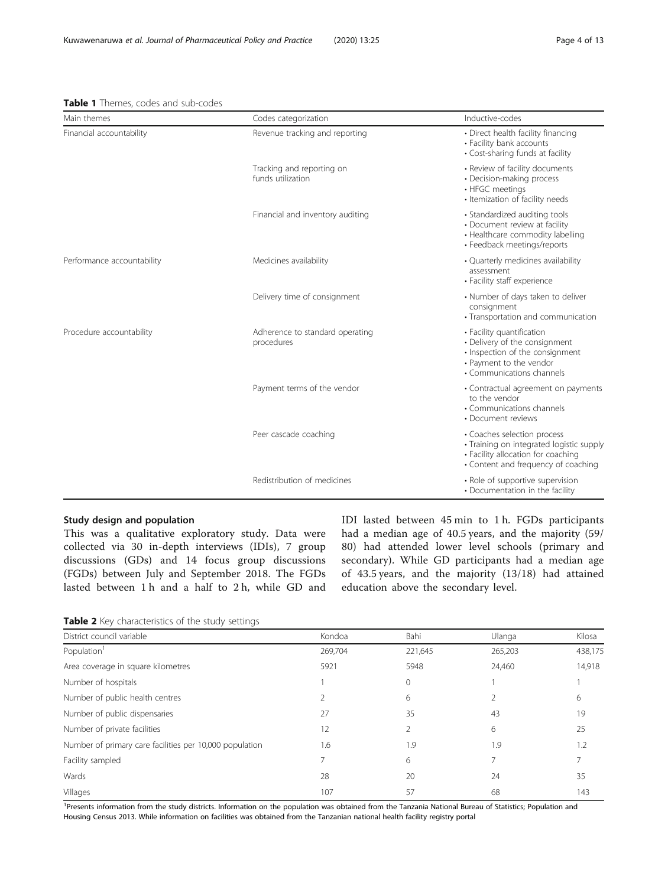**Table 1** Themes, codes and sub-codes

| Main themes | Codes categorization | Inductive-codes |
|---|---|---|
| Financial accountability | Revenue tracking and reporting | • Direct health facility financing<br>• Facility bank accounts<br>• Cost-sharing funds at facility |
| | Tracking and reporting on funds utilization | • Review of facility documents<br>• Decision-making process<br>• HFGC meetings<br>• Itemization of facility needs |
| | Financial and inventory auditing | • Standardized auditing tools<br>• Document review at facility<br>• Healthcare commodity labelling<br>• Feedback meetings/reports |
| Performance accountability | Medicines availability | • Quarterly medicines availability assessment<br>• Facility staff experience |
| | Delivery time of consignment | • Number of days taken to deliver consignment<br>• Transportation and communication |
| Procedure accountability | Adherence to standard operating procedures | • Facility quantification<br>• Delivery of the consignment<br>• Inspection of the consignment<br>• Payment to the vendor<br>• Communications channels |
| | Payment terms of the vendor | • Contractual agreement on payments to the vendor<br>• Communications channels<br>• Document reviews |
| | Peer cascade coaching | • Coaches selection process<br>• Training on integrated logistic supply<br>• Facility allocation for coaching<br>• Content and frequency of coaching |
| | Redistribution of medicines | • Role of supportive supervision<br>• Documentation in the facility |

### Study design and population

This was a qualitative exploratory study. Data were collected via 30 in-depth interviews (IDIs), 7 group discussions (GDs) and 14 focus group discussions (FGDs) between July and September 2018. The FGDs lasted between 1 h and a half to 2 h, while GD and IDI lasted between 45 min to 1 h. FGDs participants had a median age of 40.5 years, and the majority (59/80) had attended lower level schools (primary and secondary). While GD participants had a median age of 43.5 years, and the majority (13/18) had attained education above the secondary level.

**Table 2** Key characteristics of the study settings

| District council variable | Kondoa | Bahi | Ulanga | Kilosa |
|---|---|---|---|---|
| Population[1] | 269,704 | 221,645 | 265,203 | 438,175 |
| Area coverage in square kilometres | 5921 | 5948 | 24,460 | 14,918 |
| Number of hospitals | 1 | 0 | 1 | 1 |
| Number of public health centres | 2 | 6 | 2 | 6 |
| Number of public dispensaries | 27 | 35 | 43 | 19 |
| Number of private facilities | 12 | 2 | 6 | 25 |
| Number of primary care facilities per 10,000 population | 1.6 | 1.9 | 1.9 | 1.2 |
| Facility sampled | 7 | 6 | 7 | 7 |
| Wards | 28 | 20 | 24 | 35 |
| Villages | 107 | 57 | 68 | 143 |

[1]Presents information from the study districts. Information on the population was obtained from the Tanzania National Bureau of Statistics; Population and Housing Census 2013. While information on facilities was obtained from the Tanzanian national health facility registry portal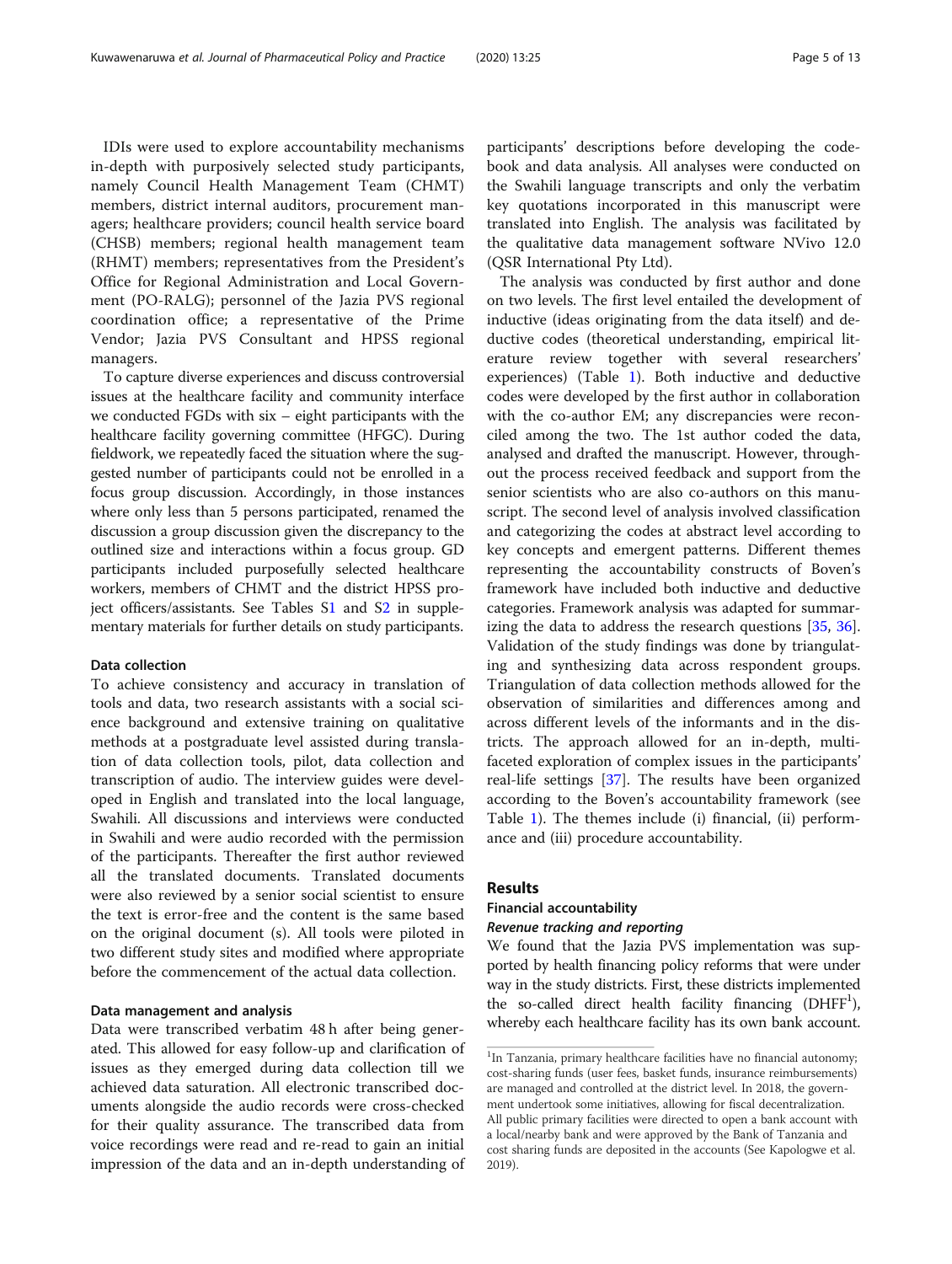IDIs were used to explore accountability mechanisms in-depth with purposively selected study participants, namely Council Health Management Team (CHMT) members, district internal auditors, procurement managers; healthcare providers; council health service board (CHSB) members; regional health management team (RHMT) members; representatives from the President's Office for Regional Administration and Local Government (PO-RALG); personnel of the Jazia PVS regional coordination office; a representative of the Prime Vendor; Jazia PVS Consultant and HPSS regional managers.

To capture diverse experiences and discuss controversial issues at the healthcare facility and community interface we conducted FGDs with six – eight participants with the healthcare facility governing committee (HFGC). During fieldwork, we repeatedly faced the situation where the suggested number of participants could not be enrolled in a focus group discussion. Accordingly, in those instances where only less than 5 persons participated, renamed the discussion a group discussion given the discrepancy to the outlined size and interactions within a focus group. GD participants included purposefully selected healthcare workers, members of CHMT and the district HPSS project officers/assistants. See Tables S1 and S2 in supplementary materials for further details on study participants.

### Data collection

To achieve consistency and accuracy in translation of tools and data, two research assistants with a social science background and extensive training on qualitative methods at a postgraduate level assisted during translation of data collection tools, pilot, data collection and transcription of audio. The interview guides were developed in English and translated into the local language, Swahili. All discussions and interviews were conducted in Swahili and were audio recorded with the permission of the participants. Thereafter the first author reviewed all the translated documents. Translated documents were also reviewed by a senior social scientist to ensure the text is error-free and the content is the same based on the original document (s). All tools were piloted in two different study sites and modified where appropriate before the commencement of the actual data collection.

### Data management and analysis

Data were transcribed verbatim 48 h after being generated. This allowed for easy follow-up and clarification of issues as they emerged during data collection till we achieved data saturation. All electronic transcribed documents alongside the audio records were cross-checked for their quality assurance. The transcribed data from voice recordings were read and re-read to gain an initial impression of the data and an in-depth understanding of participants' descriptions before developing the codebook and data analysis. All analyses were conducted on the Swahili language transcripts and only the verbatim key quotations incorporated in this manuscript were translated into English. The analysis was facilitated by the qualitative data management software NVivo 12.0 (QSR International Pty Ltd).

The analysis was conducted by first author and done on two levels. The first level entailed the development of inductive (ideas originating from the data itself) and deductive codes (theoretical understanding, empirical literature review together with several researchers' experiences) (Table 1). Both inductive and deductive codes were developed by the first author in collaboration with the co-author EM; any discrepancies were reconciled among the two. The 1st author coded the data, analysed and drafted the manuscript. However, throughout the process received feedback and support from the senior scientists who are also co-authors on this manuscript. The second level of analysis involved classification and categorizing the codes at abstract level according to key concepts and emergent patterns. Different themes representing the accountability constructs of Boven's framework have included both inductive and deductive categories. Framework analysis was adapted for summarizing the data to address the research questions [35, 36]. Validation of the study findings was done by triangulating and synthesizing data across respondent groups. Triangulation of data collection methods allowed for the observation of similarities and differences among and across different levels of the informants and in the districts. The approach allowed for an in-depth, multi-faceted exploration of complex issues in the participants' real-life settings [37]. The results have been organized according to the Boven's accountability framework (see Table 1). The themes include (i) financial, (ii) performance and (iii) procedure accountability.

## Results

### Financial accountability

#### *Revenue tracking and reporting*

We found that the Jazia PVS implementation was supported by health financing policy reforms that were under way in the study districts. First, these districts implemented the so-called direct health facility financing (DHFF[1]), whereby each healthcare facility has its own bank account.

[1]In Tanzania, primary healthcare facilities have no financial autonomy; cost-sharing funds (user fees, basket funds, insurance reimbursements) are managed and controlled at the district level. In 2018, the government undertook some initiatives, allowing for fiscal decentralization. All public primary facilities were directed to open a bank account with a local/nearby bank and were approved by the Bank of Tanzania and cost sharing funds are deposited in the accounts (See Kapologwe et al. 2019).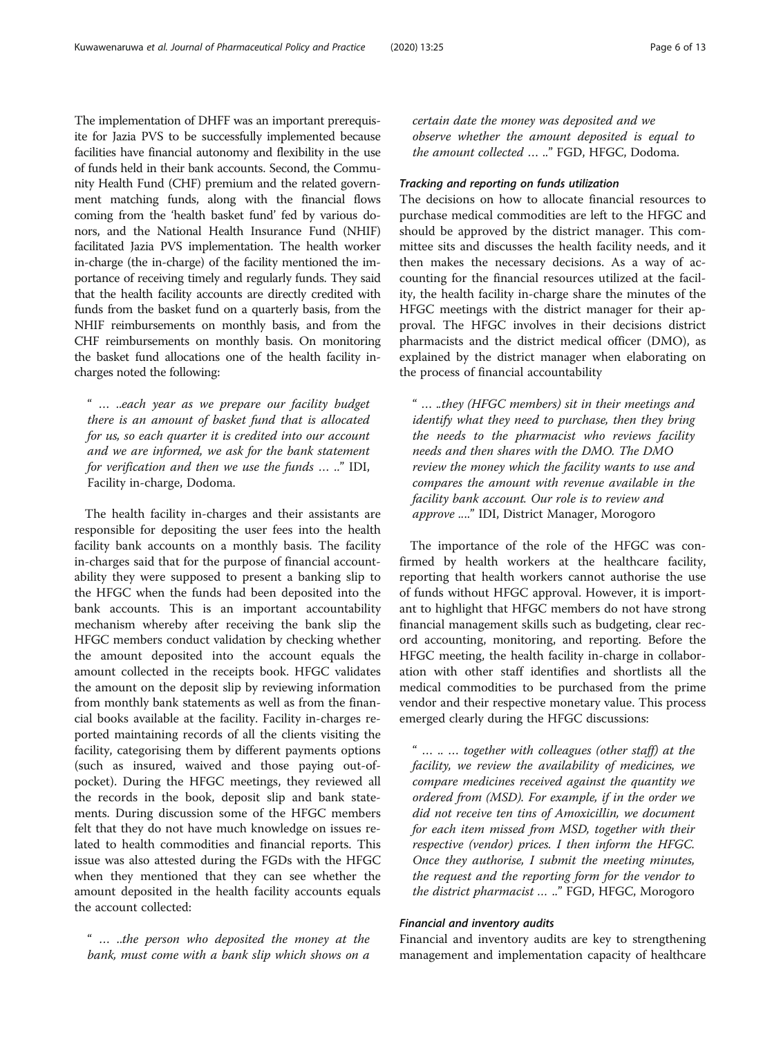The implementation of DHFF was an important prerequisite for Jazia PVS to be successfully implemented because facilities have financial autonomy and flexibility in the use of funds held in their bank accounts. Second, the Community Health Fund (CHF) premium and the related government matching funds, along with the financial flows coming from the 'health basket fund' fed by various donors, and the National Health Insurance Fund (NHIF) facilitated Jazia PVS implementation. The health worker in-charge (the in-charge) of the facility mentioned the importance of receiving timely and regularly funds. They said that the health facility accounts are directly credited with funds from the basket fund on a quarterly basis, from the NHIF reimbursements on monthly basis, and from the CHF reimbursements on monthly basis. On monitoring the basket fund allocations one of the health facility in-charges noted the following:

> " … ..*each year as we prepare our facility budget there is an amount of basket fund that is allocated for us, so each quarter it is credited into our account and we are informed, we ask for the bank statement for verification and then we use the funds … ..*" IDI, Facility in-charge, Dodoma.

The health facility in-charges and their assistants are responsible for depositing the user fees into the health facility bank accounts on a monthly basis. The facility in-charges said that for the purpose of financial accountability they were supposed to present a banking slip to the HFGC when the funds had been deposited into the bank accounts. This is an important accountability mechanism whereby after receiving the bank slip the HFGC members conduct validation by checking whether the amount deposited into the account equals the amount collected in the receipts book. HFGC validates the amount on the deposit slip by reviewing information from monthly bank statements as well as from the financial books available at the facility. Facility in-charges reported maintaining records of all the clients visiting the facility, categorising them by different payments options (such as insured, waived and those paying out-of-pocket). During the HFGC meetings, they reviewed all the records in the book, deposit slip and bank statements. During discussion some of the HFGC members felt that they do not have much knowledge on issues related to health commodities and financial reports. This issue was also attested during the FGDs with the HFGC when they mentioned that they can see whether the amount deposited in the health facility accounts equals the account collected:

> " … ..*the person who deposited the money at the bank, must come with a bank slip which shows on a certain date the money was deposited and we observe whether the amount deposited is equal to the amount collected … ..*" FGD, HFGC, Dodoma.

#### Tracking and reporting on funds utilization

The decisions on how to allocate financial resources to purchase medical commodities are left to the HFGC and should be approved by the district manager. This committee sits and discusses the health facility needs, and it then makes the necessary decisions. As a way of accounting for the financial resources utilized at the facility, the health facility in-charge share the minutes of the HFGC meetings with the district manager for their approval. The HFGC involves in their decisions district pharmacists and the district medical officer (DMO), as explained by the district manager when elaborating on the process of financial accountability

> " … ..*they (HFGC members) sit in their meetings and identify what they need to purchase, then they bring the needs to the pharmacist who reviews facility needs and then shares with the DMO. The DMO review the money which the facility wants to use and compares the amount with revenue available in the facility bank account. Our role is to review and approve ....*" IDI, District Manager, Morogoro

The importance of the role of the HFGC was confirmed by health workers at the healthcare facility, reporting that health workers cannot authorise the use of funds without HFGC approval. However, it is important to highlight that HFGC members do not have strong financial management skills such as budgeting, clear record accounting, monitoring, and reporting. Before the HFGC meeting, the health facility in-charge in collaboration with other staff identifies and shortlists all the medical commodities to be purchased from the prime vendor and their respective monetary value. This process emerged clearly during the HFGC discussions:

> " … .. … *together with colleagues (other staff) at the facility, we review the availability of medicines, we compare medicines received against the quantity we ordered from (MSD). For example, if in the order we did not receive ten tins of Amoxicillin, we document for each item missed from MSD, together with their respective (vendor) prices. I then inform the HFGC. Once they authorise, I submit the meeting minutes, the request and the reporting form for the vendor to the district pharmacist … ..*" FGD, HFGC, Morogoro

#### Financial and inventory audits

Financial and inventory audits are key to strengthening management and implementation capacity of healthcare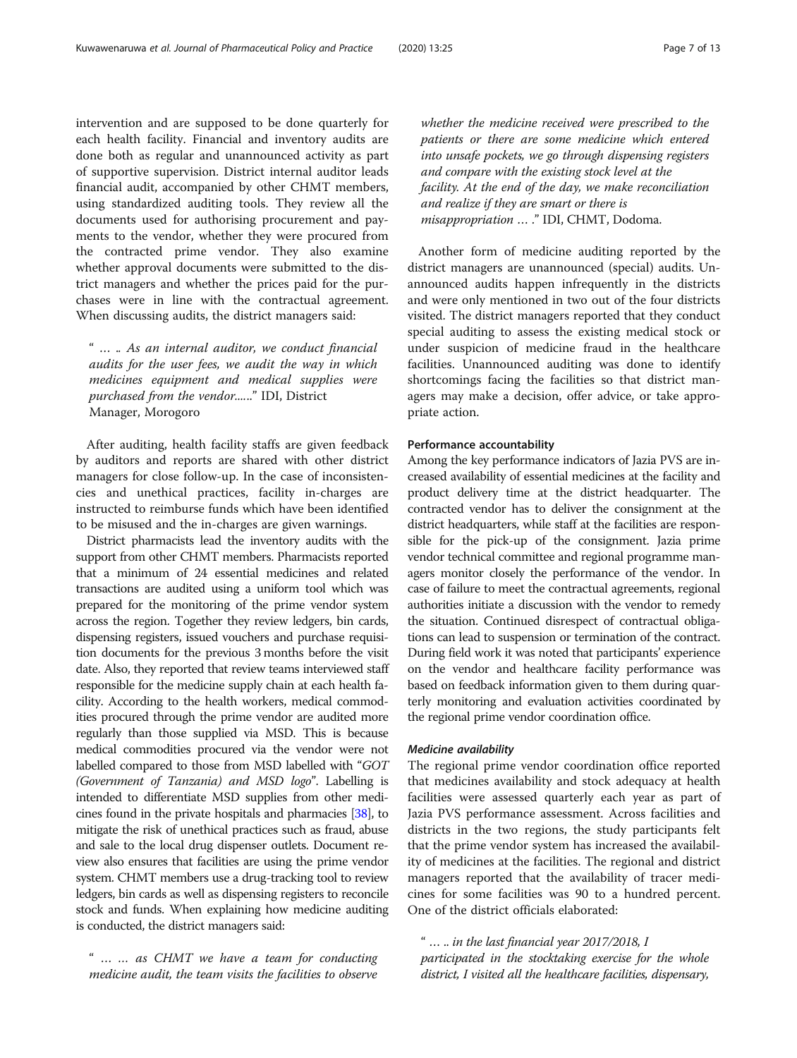intervention and are supposed to be done quarterly for each health facility. Financial and inventory audits are done both as regular and unannounced activity as part of supportive supervision. District internal auditor leads financial audit, accompanied by other CHMT members, using standardized auditing tools. They review all the documents used for authorising procurement and payments to the vendor, whether they were procured from the contracted prime vendor. They also examine whether approval documents were submitted to the district managers and whether the prices paid for the purchases were in line with the contractual agreement. When discussing audits, the district managers said:

> " … .. *As an internal auditor, we conduct financial audits for the user fees, we audit the way in which medicines equipment and medical supplies were purchased from the vendor*……" IDI, District Manager, Morogoro

After auditing, health facility staffs are given feedback by auditors and reports are shared with other district managers for close follow-up. In the case of inconsistencies and unethical practices, facility in-charges are instructed to reimburse funds which have been identified to be misused and the in-charges are given warnings.

District pharmacists lead the inventory audits with the support from other CHMT members. Pharmacists reported that a minimum of 24 essential medicines and related transactions are audited using a uniform tool which was prepared for the monitoring of the prime vendor system across the region. Together they review ledgers, bin cards, dispensing registers, issued vouchers and purchase requisition documents for the previous 3 months before the visit date. Also, they reported that review teams interviewed staff responsible for the medicine supply chain at each health facility. According to the health workers, medical commodities procured through the prime vendor are audited more regularly than those supplied via MSD. This is because medical commodities procured via the vendor were not labelled compared to those from MSD labelled with "*GOT (Government of Tanzania) and MSD logo*". Labelling is intended to differentiate MSD supplies from other medicines found in the private hospitals and pharmacies [38], to mitigate the risk of unethical practices such as fraud, abuse and sale to the local drug dispenser outlets. Document review also ensures that facilities are using the prime vendor system. CHMT members use a drug-tracking tool to review ledgers, bin cards as well as dispensing registers to reconcile stock and funds. When explaining how medicine auditing is conducted, the district managers said:

> " … … *as CHMT we have a team for conducting medicine audit, the team visits the facilities to observe whether the medicine received were prescribed to the patients or there are some medicine which entered into unsafe pockets, we go through dispensing registers and compare with the existing stock level at the facility. At the end of the day, we make reconciliation and realize if they are smart or there is misappropriation* … ." IDI, CHMT, Dodoma.

Another form of medicine auditing reported by the district managers are unannounced (special) audits. Unannounced audits happen infrequently in the districts and were only mentioned in two out of the four districts visited. The district managers reported that they conduct special auditing to assess the existing medical stock or under suspicion of medicine fraud in the healthcare facilities. Unannounced auditing was done to identify shortcomings facing the facilities so that district managers may make a decision, offer advice, or take appropriate action.

#### Performance accountability

Among the key performance indicators of Jazia PVS are increased availability of essential medicines at the facility and product delivery time at the district headquarter. The contracted vendor has to deliver the consignment at the district headquarters, while staff at the facilities are responsible for the pick-up of the consignment. Jazia prime vendor technical committee and regional programme managers monitor closely the performance of the vendor. In case of failure to meet the contractual agreements, regional authorities initiate a discussion with the vendor to remedy the situation. Continued disrespect of contractual obligations can lead to suspension or termination of the contract. During field work it was noted that participants' experience on the vendor and healthcare facility performance was based on feedback information given to them during quarterly monitoring and evaluation activities coordinated by the regional prime vendor coordination office.

##### *Medicine availability*

The regional prime vendor coordination office reported that medicines availability and stock adequacy at health facilities were assessed quarterly each year as part of Jazia PVS performance assessment. Across facilities and districts in the two regions, the study participants felt that the prime vendor system has increased the availability of medicines at the facilities. The regional and district managers reported that the availability of tracer medicines for some facilities was 90 to a hundred percent. One of the district officials elaborated:

> " … .. *in the last financial year 2017/2018, I participated in the stocktaking exercise for the whole district, I visited all the healthcare facilities, dispensary,*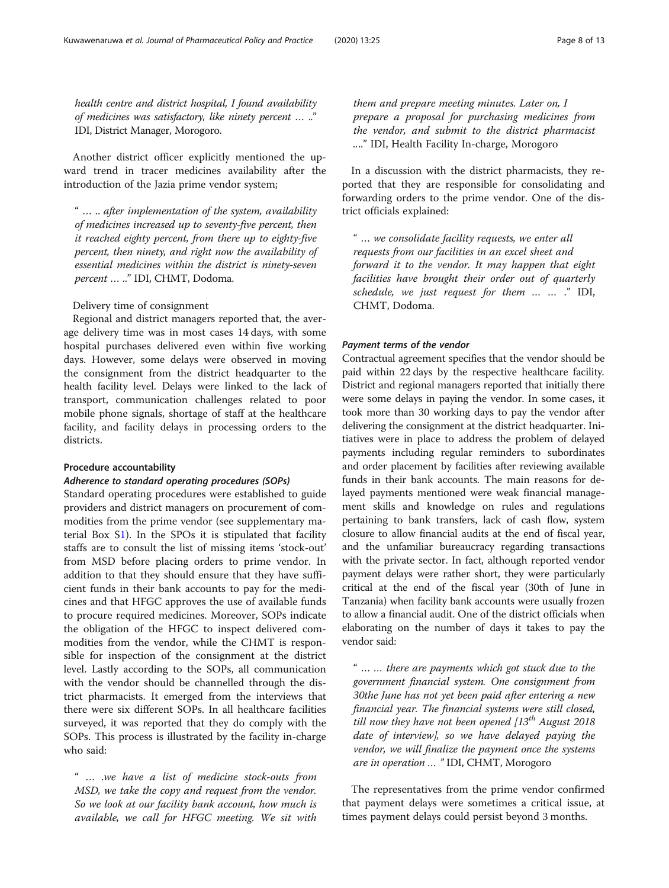*health centre and district hospital, I found availability of medicines was satisfactory, like ninety percent … ..*" IDI, District Manager, Morogoro.

Another district officer explicitly mentioned the upward trend in tracer medicines availability after the introduction of the Jazia prime vendor system;

" *… .. after implementation of the system, availability of medicines increased up to seventy-five percent, then it reached eighty percent, from there up to eighty-five percent, then ninety, and right now the availability of essential medicines within the district is ninety-seven percent … ..*" IDI, CHMT, Dodoma.

Delivery time of consignment

Regional and district managers reported that, the average delivery time was in most cases 14 days, with some hospital purchases delivered even within five working days. However, some delays were observed in moving the consignment from the district headquarter to the health facility level. Delays were linked to the lack of transport, communication challenges related to poor mobile phone signals, shortage of staff at the healthcare facility, and facility delays in processing orders to the districts.

#### Procedure accountability

##### *Adherence to standard operating procedures (SOPs)*

Standard operating procedures were established to guide providers and district managers on procurement of commodities from the prime vendor (see supplementary material Box S1). In the SPOs it is stipulated that facility staffs are to consult the list of missing items 'stock-out' from MSD before placing orders to prime vendor. In addition to that they should ensure that they have sufficient funds in their bank accounts to pay for the medicines and that HFGC approves the use of available funds to procure required medicines. Moreover, SOPs indicate the obligation of the HFGC to inspect delivered commodities from the vendor, while the CHMT is responsible for inspection of the consignment at the district level. Lastly according to the SOPs, all communication with the vendor should be channelled through the district pharmacists. It emerged from the interviews that there were six different SOPs. In all healthcare facilities surveyed, it was reported that they do comply with the SOPs. This process is illustrated by the facility in-charge who said:

" *… .we have a list of medicine stock-outs from MSD, we take the copy and request from the vendor. So we look at our facility bank account, how much is available, we call for HFGC meeting. We sit with them and prepare meeting minutes. Later on, I prepare a proposal for purchasing medicines from the vendor, and submit to the district pharmacist ....*" IDI, Health Facility In-charge, Morogoro

In a discussion with the district pharmacists, they reported that they are responsible for consolidating and forwarding orders to the prime vendor. One of the district officials explained:

" *… we consolidate facility requests, we enter all requests from our facilities in an excel sheet and forward it to the vendor. It may happen that eight facilities have brought their order out of quarterly schedule, we just request for them … … .*" IDI, CHMT, Dodoma.

##### *Payment terms of the vendor*

Contractual agreement specifies that the vendor should be paid within 22 days by the respective healthcare facility. District and regional managers reported that initially there were some delays in paying the vendor. In some cases, it took more than 30 working days to pay the vendor after delivering the consignment at the district headquarter. Initiatives were in place to address the problem of delayed payments including regular reminders to subordinates and order placement by facilities after reviewing available funds in their bank accounts. The main reasons for delayed payments mentioned were weak financial management skills and knowledge on rules and regulations pertaining to bank transfers, lack of cash flow, system closure to allow financial audits at the end of fiscal year, and the unfamiliar bureaucracy regarding transactions with the private sector. In fact, although reported vendor payment delays were rather short, they were particularly critical at the end of the fiscal year (30th of June in Tanzania) when facility bank accounts were usually frozen to allow a financial audit. One of the district officials when elaborating on the number of days it takes to pay the vendor said:

" *… … there are payments which got stuck due to the government financial system. One consignment from 30the June has not yet been paid after entering a new financial year. The financial systems were still closed, till now they have not been opened [13th August 2018 date of interview], so we have delayed paying the vendor, we will finalize the payment once the systems are in operation …* " IDI, CHMT, Morogoro

The representatives from the prime vendor confirmed that payment delays were sometimes a critical issue, at times payment delays could persist beyond 3 months.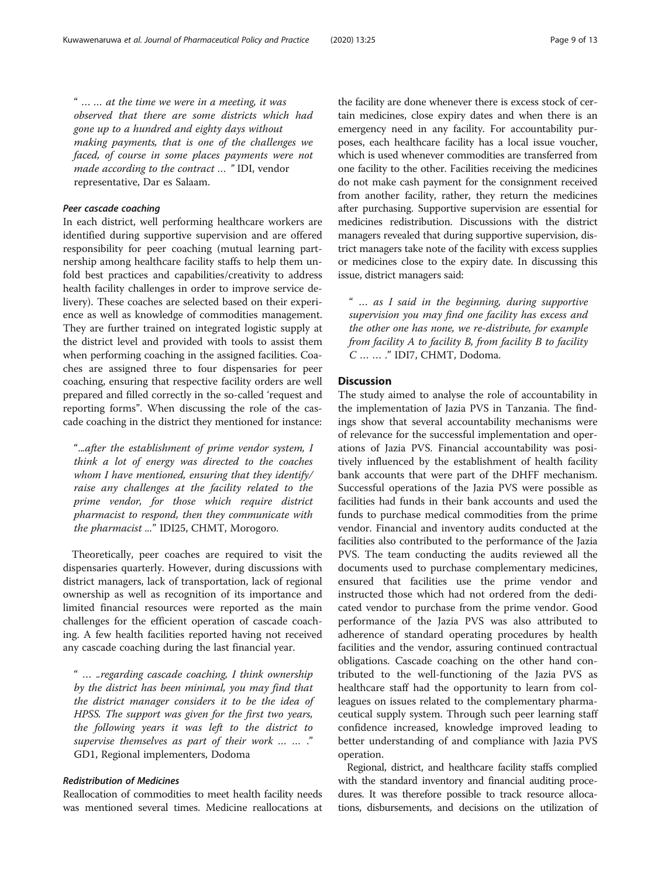" … … at the time we were in a meeting, it was observed that there are some districts which had gone up to a hundred and eighty days without making payments, that is one of the challenges we faced, of course in some places payments were not made according to the contract … " IDI, vendor representative, Dar es Salaam.

#### Peer cascade coaching

In each district, well performing healthcare workers are identified during supportive supervision and are offered responsibility for peer coaching (mutual learning partnership among healthcare facility staffs to help them unfold best practices and capabilities/creativity to address health facility challenges in order to improve service delivery). These coaches are selected based on their experience as well as knowledge of commodities management. They are further trained on integrated logistic supply at the district level and provided with tools to assist them when performing coaching in the assigned facilities. Coaches are assigned three to four dispensaries for peer coaching, ensuring that respective facility orders are well prepared and filled correctly in the so-called 'request and reporting forms". When discussing the role of the cascade coaching in the district they mentioned for instance:

"...after the establishment of prime vendor system, I think a lot of energy was directed to the coaches whom I have mentioned, ensuring that they identify/raise any challenges at the facility related to the prime vendor, for those which require district pharmacist to respond, then they communicate with the pharmacist ..." IDI25, CHMT, Morogoro.

Theoretically, peer coaches are required to visit the dispensaries quarterly. However, during discussions with district managers, lack of transportation, lack of regional ownership as well as recognition of its importance and limited financial resources were reported as the main challenges for the efficient operation of cascade coaching. A few health facilities reported having not received any cascade coaching during the last financial year.

" … ..regarding cascade coaching, I think ownership by the district has been minimal, you may find that the district manager considers it to be the idea of HPSS. The support was given for the first two years, the following years it was left to the district to supervise themselves as part of their work … … ." GD1, Regional implementers, Dodoma

#### Redistribution of Medicines

Reallocation of commodities to meet health facility needs was mentioned several times. Medicine reallocations at the facility are done whenever there is excess stock of certain medicines, close expiry dates and when there is an emergency need in any facility. For accountability purposes, each healthcare facility has a local issue voucher, which is used whenever commodities are transferred from one facility to the other. Facilities receiving the medicines do not make cash payment for the consignment received from another facility, rather, they return the medicines after purchasing. Supportive supervision are essential for medicines redistribution. Discussions with the district managers revealed that during supportive supervision, district managers take note of the facility with excess supplies or medicines close to the expiry date. In discussing this issue, district managers said:

" … as I said in the beginning, during supportive supervision you may find one facility has excess and the other one has none, we re-distribute, for example from facility A to facility B, from facility B to facility C … … ." IDI7, CHMT, Dodoma.

## Discussion

The study aimed to analyse the role of accountability in the implementation of Jazia PVS in Tanzania. The findings show that several accountability mechanisms were of relevance for the successful implementation and operations of Jazia PVS. Financial accountability was positively influenced by the establishment of health facility bank accounts that were part of the DHFF mechanism. Successful operations of the Jazia PVS were possible as facilities had funds in their bank accounts and used the funds to purchase medical commodities from the prime vendor. Financial and inventory audits conducted at the facilities also contributed to the performance of the Jazia PVS. The team conducting the audits reviewed all the documents used to purchase complementary medicines, ensured that facilities use the prime vendor and instructed those which had not ordered from the dedicated vendor to purchase from the prime vendor. Good performance of the Jazia PVS was also attributed to adherence of standard operating procedures by health facilities and the vendor, assuring continued contractual obligations. Cascade coaching on the other hand contributed to the well-functioning of the Jazia PVS as healthcare staff had the opportunity to learn from colleagues on issues related to the complementary pharmaceutical supply system. Through such peer learning staff confidence increased, knowledge improved leading to better understanding of and compliance with Jazia PVS operation.

Regional, district, and healthcare facility staffs complied with the standard inventory and financial auditing procedures. It was therefore possible to track resource allocations, disbursements, and decisions on the utilization of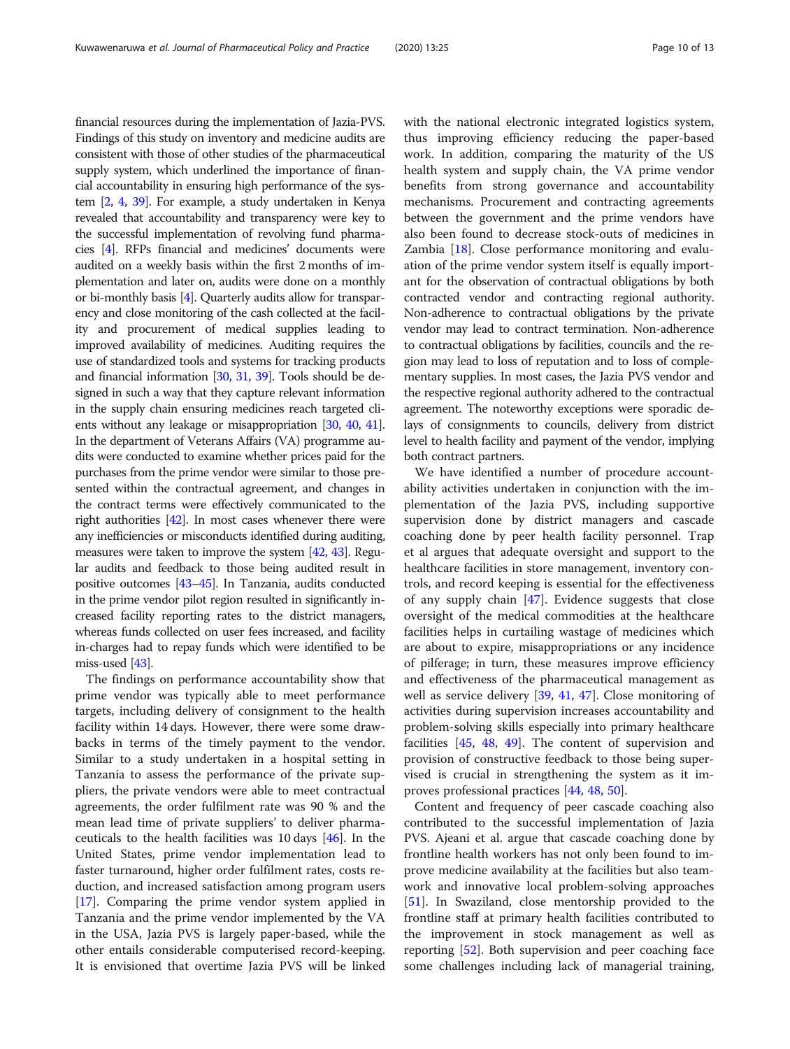financial resources during the implementation of Jazia-PVS. Findings of this study on inventory and medicine audits are consistent with those of other studies of the pharmaceutical supply system, which underlined the importance of financial accountability in ensuring high performance of the system [2, 4, 39]. For example, a study undertaken in Kenya revealed that accountability and transparency were key to the successful implementation of revolving fund pharmacies [4]. RFPs financial and medicines' documents were audited on a weekly basis within the first 2 months of implementation and later on, audits were done on a monthly or bi-monthly basis [4]. Quarterly audits allow for transparency and close monitoring of the cash collected at the facility and procurement of medical supplies leading to improved availability of medicines. Auditing requires the use of standardized tools and systems for tracking products and financial information [30, 31, 39]. Tools should be designed in such a way that they capture relevant information in the supply chain ensuring medicines reach targeted clients without any leakage or misappropriation [30, 40, 41]. In the department of Veterans Affairs (VA) programme audits were conducted to examine whether prices paid for the purchases from the prime vendor were similar to those presented within the contractual agreement, and changes in the contract terms were effectively communicated to the right authorities [42]. In most cases whenever there were any inefficiencies or misconducts identified during auditing, measures were taken to improve the system [42, 43]. Regular audits and feedback to those being audited result in positive outcomes [43–45]. In Tanzania, audits conducted in the prime vendor pilot region resulted in significantly increased facility reporting rates to the district managers, whereas funds collected on user fees increased, and facility in-charges had to repay funds which were identified to be miss-used [43].

The findings on performance accountability show that prime vendor was typically able to meet performance targets, including delivery of consignment to the health facility within 14 days. However, there were some drawbacks in terms of the timely payment to the vendor. Similar to a study undertaken in a hospital setting in Tanzania to assess the performance of the private suppliers, the private vendors were able to meet contractual agreements, the order fulfilment rate was 90 % and the mean lead time of private suppliers' to deliver pharmaceuticals to the health facilities was 10 days [46]. In the United States, prime vendor implementation lead to faster turnaround, higher order fulfilment rates, costs reduction, and increased satisfaction among program users [17]. Comparing the prime vendor system applied in Tanzania and the prime vendor implemented by the VA in the USA, Jazia PVS is largely paper-based, while the other entails considerable computerised record-keeping. It is envisioned that overtime Jazia PVS will be linked with the national electronic integrated logistics system, thus improving efficiency reducing the paper-based work. In addition, comparing the maturity of the US health system and supply chain, the VA prime vendor benefits from strong governance and accountability mechanisms. Procurement and contracting agreements between the government and the prime vendors have also been found to decrease stock-outs of medicines in Zambia [18]. Close performance monitoring and evaluation of the prime vendor system itself is equally important for the observation of contractual obligations by both contracted vendor and contracting regional authority. Non-adherence to contractual obligations by the private vendor may lead to contract termination. Non-adherence to contractual obligations by facilities, councils and the region may lead to loss of reputation and to loss of complementary supplies. In most cases, the Jazia PVS vendor and the respective regional authority adhered to the contractual agreement. The noteworthy exceptions were sporadic delays of consignments to councils, delivery from district level to health facility and payment of the vendor, implying both contract partners.

We have identified a number of procedure accountability activities undertaken in conjunction with the implementation of the Jazia PVS, including supportive supervision done by district managers and cascade coaching done by peer health facility personnel. Trap et al argues that adequate oversight and support to the healthcare facilities in store management, inventory controls, and record keeping is essential for the effectiveness of any supply chain [47]. Evidence suggests that close oversight of the medical commodities at the healthcare facilities helps in curtailing wastage of medicines which are about to expire, misappropriations or any incidence of pilferage; in turn, these measures improve efficiency and effectiveness of the pharmaceutical management as well as service delivery [39, 41, 47]. Close monitoring of activities during supervision increases accountability and problem-solving skills especially into primary healthcare facilities [45, 48, 49]. The content of supervision and provision of constructive feedback to those being supervised is crucial in strengthening the system as it improves professional practices [44, 48, 50].

Content and frequency of peer cascade coaching also contributed to the successful implementation of Jazia PVS. Ajeani et al. argue that cascade coaching done by frontline health workers has not only been found to improve medicine availability at the facilities but also teamwork and innovative local problem-solving approaches [51]. In Swaziland, close mentorship provided to the frontline staff at primary health facilities contributed to the improvement in stock management as well as reporting [52]. Both supervision and peer coaching face some challenges including lack of managerial training,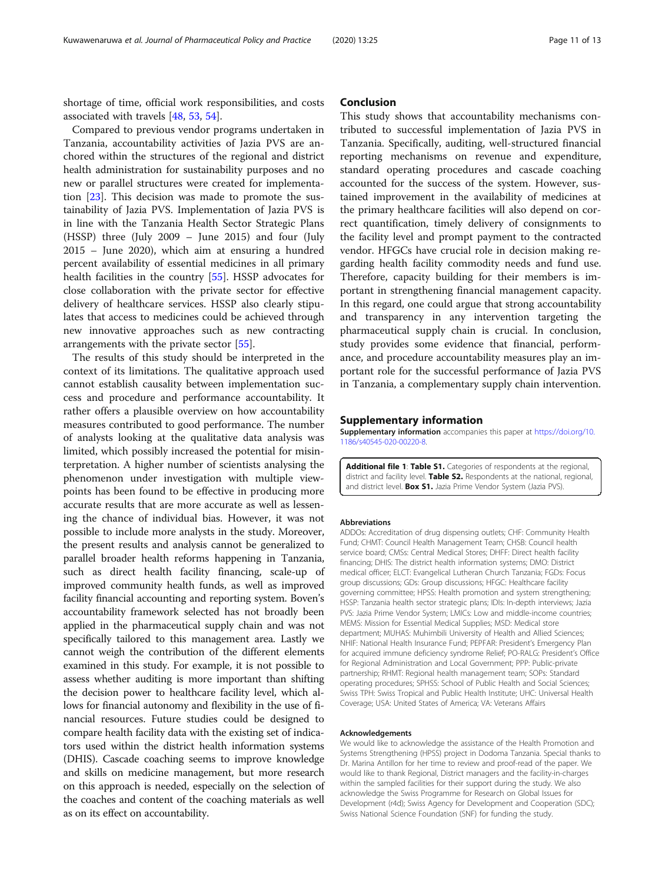shortage of time, official work responsibilities, and costs associated with travels [48, 53, 54].

Compared to previous vendor programs undertaken in Tanzania, accountability activities of Jazia PVS are anchored within the structures of the regional and district health administration for sustainability purposes and no new or parallel structures were created for implementation [23]. This decision was made to promote the sustainability of Jazia PVS. Implementation of Jazia PVS is in line with the Tanzania Health Sector Strategic Plans (HSSP) three (July 2009 – June 2015) and four (July 2015 – June 2020), which aim at ensuring a hundred percent availability of essential medicines in all primary health facilities in the country [55]. HSSP advocates for close collaboration with the private sector for effective delivery of healthcare services. HSSP also clearly stipulates that access to medicines could be achieved through new innovative approaches such as new contracting arrangements with the private sector [55].

The results of this study should be interpreted in the context of its limitations. The qualitative approach used cannot establish causality between implementation success and procedure and performance accountability. It rather offers a plausible overview on how accountability measures contributed to good performance. The number of analysts looking at the qualitative data analysis was limited, which possibly increased the potential for misinterpretation. A higher number of scientists analysing the phenomenon under investigation with multiple viewpoints has been found to be effective in producing more accurate results that are more accurate as well as lessening the chance of individual bias. However, it was not possible to include more analysts in the study. Moreover, the present results and analysis cannot be generalized to parallel broader health reforms happening in Tanzania, such as direct health facility financing, scale-up of improved community health funds, as well as improved facility financial accounting and reporting system. Boven's accountability framework selected has not broadly been applied in the pharmaceutical supply chain and was not specifically tailored to this management area. Lastly we cannot weigh the contribution of the different elements examined in this study. For example, it is not possible to assess whether auditing is more important than shifting the decision power to healthcare facility level, which allows for financial autonomy and flexibility in the use of financial resources. Future studies could be designed to compare health facility data with the existing set of indicators used within the district health information systems (DHIS). Cascade coaching seems to improve knowledge and skills on medicine management, but more research on this approach is needed, especially on the selection of the coaches and content of the coaching materials as well as on its effect on accountability.

## Conclusion

This study shows that accountability mechanisms contributed to successful implementation of Jazia PVS in Tanzania. Specifically, auditing, well-structured financial reporting mechanisms on revenue and expenditure, standard operating procedures and cascade coaching accounted for the success of the system. However, sustained improvement in the availability of medicines at the primary healthcare facilities will also depend on correct quantification, timely delivery of consignments to the facility level and prompt payment to the contracted vendor. HFGCs have crucial role in decision making regarding health facility commodity needs and fund use. Therefore, capacity building for their members is important in strengthening financial management capacity. In this regard, one could argue that strong accountability and transparency in any intervention targeting the pharmaceutical supply chain is crucial. In conclusion, study provides some evidence that financial, performance, and procedure accountability measures play an important role for the successful performance of Jazia PVS in Tanzania, a complementary supply chain intervention.

## Supplementary information

**Supplementary information** accompanies this paper at https://doi.org/10.1186/s40545-020-00220-8.

**Additional file 1**: **Table S1.** Categories of respondents at the regional, district and facility level. **Table S2.** Respondents at the national, regional, and district level. **Box S1.** Jazia Prime Vendor System (Jazia PVS).

#### Abbreviations

ADDOs: Accreditation of drug dispensing outlets; CHF: Community Health Fund; CHMT: Council Health Management Team; CHSB: Council health service board; CMSs: Central Medical Stores; DHFF: Direct health facility financing; DHIS: The district health information systems; DMO: District medical officer; ELCT: Evangelical Lutheran Church Tanzania; FGDs: Focus group discussions; GDs: Group discussions; HFGC: Healthcare facility governing committee; HPSS: Health promotion and system strengthening; HSSP: Tanzania health sector strategic plans; IDIs: In-depth interviews; Jazia PVS: Jazia Prime Vendor System; LMICs: Low and middle-income countries; MEMS: Mission for Essential Medical Supplies; MSD: Medical store department; MUHAS: Muhimbili University of Health and Allied Sciences; NHIF: National Health Insurance Fund; PEPFAR: President's Emergency Plan for acquired immune deficiency syndrome Relief; PO-RALG: President's Office for Regional Administration and Local Government; PPP: Public-private partnership; RHMT: Regional health management team; SOPs: Standard operating procedures; SPHSS: School of Public Health and Social Sciences; Swiss TPH: Swiss Tropical and Public Health Institute; UHC: Universal Health Coverage; USA: United States of America; VA: Veterans Affairs

#### Acknowledgements

We would like to acknowledge the assistance of the Health Promotion and Systems Strengthening (HPSS) project in Dodoma Tanzania. Special thanks to Dr. Marina Antillon for her time to review and proof-read of the paper. We would like to thank Regional, District managers and the facility-in-charges within the sampled facilities for their support during the study. We also acknowledge the Swiss Programme for Research on Global Issues for Development (r4d); Swiss Agency for Development and Cooperation (SDC); Swiss National Science Foundation (SNF) for funding the study.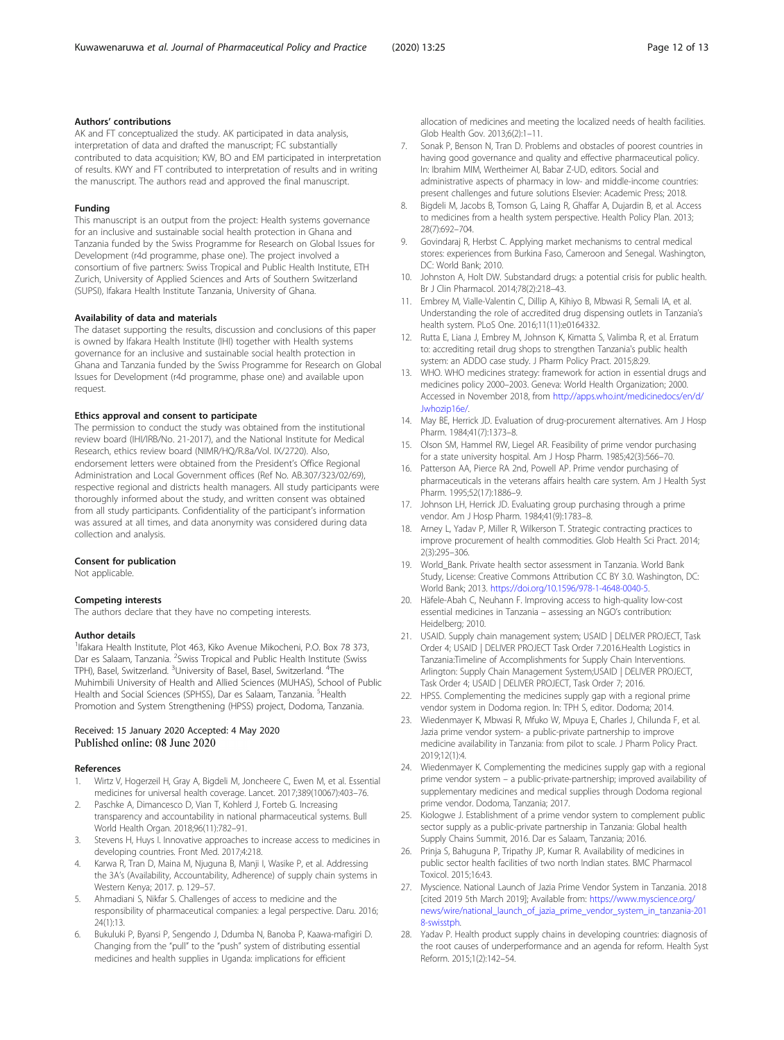### Authors' contributions

AK and FT conceptualized the study. AK participated in data analysis, interpretation of data and drafted the manuscript; FC substantially contributed to data acquisition; KW, BO and EM participated in interpretation of results. KWY and FT contributed to interpretation of results and in writing the manuscript. The authors read and approved the final manuscript.

### Funding

This manuscript is an output from the project: Health systems governance for an inclusive and sustainable social health protection in Ghana and Tanzania funded by the Swiss Programme for Research on Global Issues for Development (r4d programme, phase one). The project involved a consortium of five partners: Swiss Tropical and Public Health Institute, ETH Zurich, University of Applied Sciences and Arts of Southern Switzerland (SUPSI), Ifakara Health Institute Tanzania, University of Ghana.

### Availability of data and materials

The dataset supporting the results, discussion and conclusions of this paper is owned by Ifakara Health Institute (IHI) together with Health systems governance for an inclusive and sustainable social health protection in Ghana and Tanzania funded by the Swiss Programme for Research on Global Issues for Development (r4d programme, phase one) and available upon request.

### Ethics approval and consent to participate

The permission to conduct the study was obtained from the institutional review board (IHI/IRB/No. 21-2017), and the National Institute for Medical Research, ethics review board (NIMR/HQ/R.8a/Vol. IX/2720). Also, endorsement letters were obtained from the President's Office Regional Administration and Local Government offices (Ref No. AB.307/323/02/69), respective regional and districts health managers. All study participants were thoroughly informed about the study, and written consent was obtained from all study participants. Confidentiality of the participant's information was assured at all times, and data anonymity was considered during data collection and analysis.

### Consent for publication

Not applicable.

### Competing interests

The authors declare that they have no competing interests.

### Author details

[1]Ifakara Health Institute, Plot 463, Kiko Avenue Mikocheni, P.O. Box 78 373, Dar es Salaam, Tanzania. [2]Swiss Tropical and Public Health Institute (Swiss TPH), Basel, Switzerland. [3]University of Basel, Basel, Switzerland. [4]The Muhimbili University of Health and Allied Sciences (MUHAS), School of Public Health and Social Sciences (SPHSS), Dar es Salaam, Tanzania. [5]Health Promotion and System Strengthening (HPSS) project, Dodoma, Tanzania.

Received: 15 January 2020 Accepted: 4 May 2020
Published online: 08 June 2020

### References

1. Wirtz V, Hogerzeil H, Gray A, Bigdeli M, Joncheere C, Ewen M, et al. Essential medicines for universal health coverage. Lancet. 2017;389(10067):403–76.
2. Paschke A, Dimancesco D, Vian T, Kohlerd J, Forteb G. Increasing transparency and accountability in national pharmaceutical systems. Bull World Health Organ. 2018;96(11):782–91.
3. Stevens H, Huys I. Innovative approaches to increase access to medicines in developing countries. Front Med. 2017;4:218.
4. Karwa R, Tran D, Maina M, Njuguna B, Manji I, Wasike P, et al. Addressing the 3A's (Availability, Accountability, Adherence) of supply chain systems in Western Kenya; 2017. p. 129–57.
5. Ahmadiani S, Nikfar S. Challenges of access to medicine and the responsibility of pharmaceutical companies: a legal perspective. Daru. 2016; 24(1):13.
6. Bukuluki P, Byansi P, Sengendo J, Ddumba N, Banoba P, Kaawa-mafigiri D. Changing from the "pull" to the "push" system of distributing essential medicines and health supplies in Uganda: implications for efficient allocation of medicines and meeting the localized needs of health facilities. Glob Health Gov. 2013;6(2):1–11.
7. Sonak P, Benson N, Tran D. Problems and obstacles of poorest countries in having good governance and quality and effective pharmaceutical policy. In: Ibrahim MIM, Wertheimer AI, Babar Z-UD, editors. Social and administrative aspects of pharmacy in low- and middle-income countries: present challenges and future solutions Elsevier: Academic Press; 2018.
8. Bigdeli M, Jacobs B, Tomson G, Laing R, Ghaffar A, Dujardin B, et al. Access to medicines from a health system perspective. Health Policy Plan. 2013; 28(7):692–704.
9. Govindaraj R, Herbst C. Applying market mechanisms to central medical stores: experiences from Burkina Faso, Cameroon and Senegal. Washington, DC: World Bank; 2010.
10. Johnston A, Holt DW. Substandard drugs: a potential crisis for public health. Br J Clin Pharmacol. 2014;78(2):218–43.
11. Embrey M, Vialle-Valentin C, Dillip A, Kihiyo B, Mbwasi R, Semali IA, et al. Understanding the role of accredited drug dispensing outlets in Tanzania's health system. PLoS One. 2016;11(11):e0164332.
12. Rutta E, Liana J, Embrey M, Johnson K, Kimatta S, Valimba R, et al. Erratum to: accrediting retail drug shops to strengthen Tanzania's public health system: an ADDO case study. J Pharm Policy Pract. 2015;8:29.
13. WHO. WHO medicines strategy: framework for action in essential drugs and medicines policy 2000–2003. Geneva: World Health Organization; 2000. Accessed in November 2018, from http://apps.who.int/medicinedocs/en/d/Jwhozip16e/.
14. May BE, Herrick JD. Evaluation of drug-procurement alternatives. Am J Hosp Pharm. 1984;41(7):1373–8.
15. Olson SM, Hammel RW, Liegel AR. Feasibility of prime vendor purchasing for a state university hospital. Am J Hosp Pharm. 1985;42(3):566–70.
16. Patterson AA, Pierce RA 2nd, Powell AP. Prime vendor purchasing of pharmaceuticals in the veterans affairs health care system. Am J Health Syst Pharm. 1995;52(17):1886–9.
17. Johnson LH, Herrick JD. Evaluating group purchasing through a prime vendor. Am J Hosp Pharm. 1984;41(9):1783–8.
18. Arney L, Yadav P, Miller R, Wilkerson T. Strategic contracting practices to improve procurement of health commodities. Glob Health Sci Pract. 2014; 2(3):295–306.
19. World_Bank. Private health sector assessment in Tanzania. World Bank Study, License: Creative Commons Attribution CC BY 3.0. Washington, DC: World Bank; 2013. https://doi.org/10.1596/978-1-4648-0040-5.
20. Häfele-Abah C, Neuhann F. Improving access to high-quality low-cost essential medicines in Tanzania – assessing an NGO's contribution: Heidelberg; 2010.
21. USAID. Supply chain management system; USAID | DELIVER PROJECT, Task Order 4; USAID | DELIVER PROJECT Task Order 7.2016.Health Logistics in Tanzania:Timeline of Accomplishments for Supply Chain Interventions. Arlington: Supply Chain Management System;USAID | DELIVER PROJECT, Task Order 4; USAID | DELIVER PROJECT, Task Order 7; 2016.
22. HPSS. Complementing the medicines supply gap with a regional prime vendor system in Dodoma region. In: TPH S, editor. Dodoma; 2014.
23. Wiedenmayer K, Mbwasi R, Mfuko W, Mpuya E, Charles J, Chilunda F, et al. Jazia prime vendor system- a public-private partnership to improve medicine availability in Tanzania: from pilot to scale. J Pharm Policy Pract. 2019;12(1):4.
24. Wiedenmayer K. Complementing the medicines supply gap with a regional prime vendor system – a public-private-partnership; improved availability of supplementary medicines and medical supplies through Dodoma regional prime vendor. Dodoma, Tanzania; 2017.
25. Kiologwe J. Establishment of a prime vendor system to complement public sector supply as a public-private partnership in Tanzania: Global health Supply Chains Summit, 2016. Dar es Salaam, Tanzania; 2016.
26. Prinja S, Bahuguna P, Tripathy JP, Kumar R. Availability of medicines in public sector health facilities of two north Indian states. BMC Pharmacol Toxicol. 2015;16:43.
27. Myscience. National Launch of Jazia Prime Vendor System in Tanzania. 2018 [cited 2019 5th March 2019]; Available from: https://www.myscience.org/news/wire/national_launch_of_jazia_prime_vendor_system_in_tanzania-2018-swisstph.
28. Yadav P. Health product supply chains in developing countries: diagnosis of the root causes of underperformance and an agenda for reform. Health Syst Reform. 2015;1(2):142–54.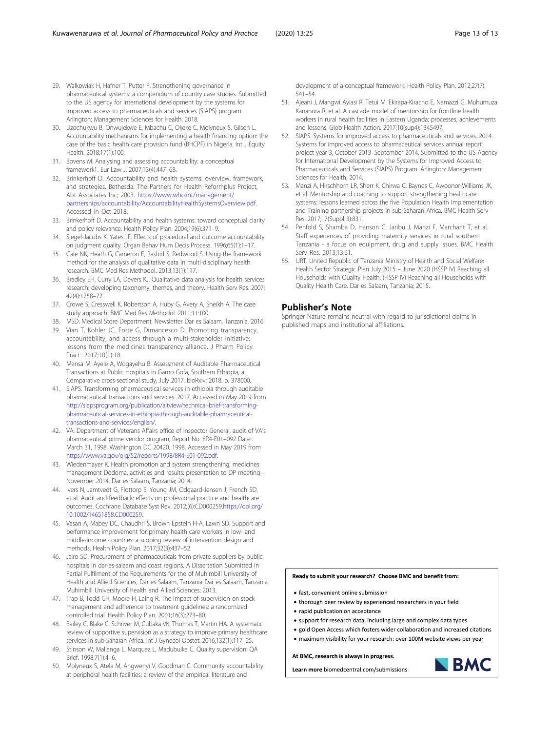29. Walkowiak H, Hafner T, Putter P. Strengthening governance in pharmaceutical systems: a compendium of country case studies. Submitted to the US agency for international development by the systems for improved access to pharmaceuticals and services (SIAPS) program. Arlington: Management Sciences for Health; 2018.
30. Uzochukwu B, Onwujekwe E, Mbachu C, Okeke C, Molyneux S, Gilson L. Accountability mechanisms for implementing a health financing option: the case of the basic health care provision fund (BHCPF) in Nigeria. Int J Equity Health. 2018;17(1):100.
31. Bovens M. Analysing and assessing accountability: a conceptual framework1. Eur Law J. 2007;13(4):447–68.
32. Brinkerhoff D. Accountability and health systems: overview, framework, and strategies. Bethesda: The Partners for Health Reformplus Project, Abt Associates Inc; 2003. https://www.who.int/management/partnerships/accountability/AccountabilityHealthSystemsOverview.pdf. Accessed in Oct 2018.
33. Brinkerhoff D. Accountability and health systems: toward conceptual clarity and policy relevance. Health Policy Plan. 2004;19(6):371–9.
34. Siegel-Jacobs K, Yates JF. Effects of procedural and outcome accountability on judgment quality. Organ Behav Hum Decis Process. 1996;65(1):1–17.
35. Gale NK, Heath G, Cameron E, Rashid S, Redwood S. Using the framework method for the analysis of qualitative data in multi-disciplinary health research. BMC Med Res Methodol. 2013;13(1):117.
36. Bradley EH, Curry LA, Devers KJ. Qualitative data analysis for health services research: developing taxonomy, themes, and theory. Health Serv Res. 2007;42(4):1758–72.
37. Crowe S, Cresswell K, Robertson A, Huby G, Avery A, Sheikh A. The case study approach. BMC Med Res Methodol. 2011;11:100.
38. MSD. Medical Store Department, Newsletter Dar es Salaam, Tanzania. 2016.
39. Vian T, Kohler JC, Forte G, Dimancesco D. Promoting transparency, accountability, and access through a multi-stakeholder initiative: lessons from the medicines transparency alliance. J Pharm Policy Pract. 2017;10(1):18.
40. Mensa M, Ayele A, Wogayehu B. Assessment of Auditable Pharmaceutical Transactions at Public Hospitals in Gamo Gofa, Southern Ethiopia, a Comparative cross-sectional study, July 2017. bioRxiv; 2018. p. 378000.
41. SIAPS. Transforming pharmaceutical services in ethiopia through auditable pharmaceutical transactions and services. 2017. Accessed in May 2019 from http://siapsprogram.org/publication/altview/technical-brief-transforming-pharmaceutical-services-in-ethiopia-through-auditable-pharmaceutical-transactions-and-services/english/.
42. VA. Department of Veterans Affairs office of Inspector General, audit of VA's pharmaceutical prime vendor program; Report No. 8R4-E01–092 Date: March 31, 1998, Washington DC 20420. 1998. Accessed in May 2019 from https://www.va.gov/oig/52/reports/1998/8R4-E01-092.pdf.
43. Wiedenmayer K. Health promotion and system strengthening; medicines management Dodoma, activities and results: presentation to DP meeting – November 2014, Dar es Salaam, Tanzania; 2014.
44. Ivers N, Jamtvedt G, Flottorp S, Young JM, Odgaard-Jensen J, French SD, et al. Audit and feedback: effects on professional practice and healthcare outcomes. Cochrane Database Syst Rev. 2012;(6):CD000259.https://doi.org/10.1002/14651858.CD000259.
45. Vasan A, Mabey DC, Chaudhri S, Brown Epstein H-A, Lawn SD. Support and performance improvement for primary health care workers in low- and middle-income countries: a scoping review of intervention design and methods. Health Policy Plan. 2017;32(3):437–52.
46. Jairo SD. Procurement of pharmaceuticals from private suppliers by public hospitals in dar-es-salaam and coast regions. A Dissertation Submitted in Partial Fulfilment of the Requirements for the of Muhimbili University of Health and Allied Sciences, Dar es Salaam, Tanzania Dar es Salaam, Tanzania Muhimbili University of Health and Allied Sciences; 2013.
47. Trap B, Todd CH, Moore H, Laing R. The impact of supervision on stock management and adherence to treatment guidelines: a randomized controlled trial. Health Policy Plan. 2001;16(3):273–80.
48. Bailey C, Blake C, Schriver M, Cubaka VK, Thomas T, Martin HA. A systematic review of supportive supervision as a strategy to improve primary healthcare services in sub-Saharan Africa. Int J Gynecol Obstet. 2016;132(1):117–25.
49. Stinson W, Malianga L, Marquez L, Madubuike C. Quality supervision. QA Brief. 1998;7(1):4–6.
50. Molyneux S, Atela M, Angwenyi V, Goodman C. Community accountability at peripheral health facilities: a review of the empirical literature and development of a conceptual framework. Health Policy Plan. 2012;27(7):541–54.
51. Ajeani J, Mangwi Ayiasi R, Tetui M, Ekirapa-Kiracho E, Namazzi G, Muhumuza Kananura R, et al. A cascade model of mentorship for frontline health workers in rural health facilities in Eastern Uganda: processes, achievements and lessons. Glob Health Action. 2017;10(sup4):1345497.
52. SIAPS. Systems for improved access to pharmaceuticals and services. 2014. Systems for improved access to pharmaceutical services annual report: project year 3, October 2013–September 2014, Submitted to the US Agency for International Development by the Systems for Improved Access to Pharmaceuticals and Services (SIAPS) Program. Arlington: Management Sciences for Health; 2014.
53. Manzi A, Hirschhorn LR, Sherr K, Chirwa C, Baynes C, Awoonor-Williams JK, et al. Mentorship and coaching to support strengthening healthcare systems: lessons learned across the five Population Health Implementation and Training partnership projects in sub-Saharan Africa. BMC Health Serv Res. 2017;17(Suppl 3):831.
54. Penfold S, Shamba D, Hanson C, Jaribu J, Manzi F, Marchant T, et al. Staff experiences of providing maternity services in rural southern Tanzania - a focus on equipment, drug and supply issues. BMC Health Serv Res. 2013;13:61.
55. URT. United Republic of Tanzania Ministry of Health and Social Welfare: Health Sector Strategic Plan July 2015 – June 2020 (HSSP IV) Reaching all Households with Quality Health: (HSSP IV) Reaching all Households with Quality Health Care. Dar es Salaam, Tanzania; 2015.

## Publisher's Note

Springer Nature remains neutral with regard to jurisdictional claims in published maps and institutional affiliations.

**Ready to submit your research? Choose BMC and benefit from:**

- fast, convenient online submission
- thorough peer review by experienced researchers in your field
- rapid publication on acceptance
- support for research data, including large and complex data types
- gold Open Access which fosters wider collaboration and increased citations
- maximum visibility for your research: over 100M website views per year

**At BMC, research is always in progress.**

**Learn more** biomedcentral.com/submissions

BMC